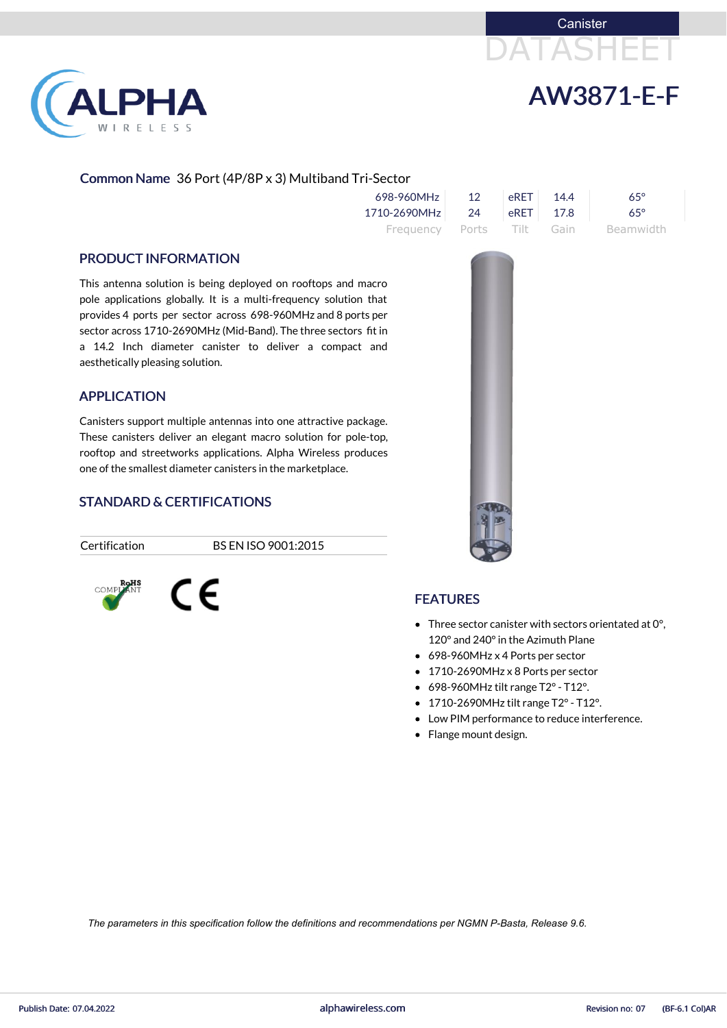Canister

DATASHEET

# AW3871-E-F

**Common Name** 36 Port (4P/8P x 3) Multiband Tri-Sector

| Frequency | Ports | Tilt | Gain | Beamwidth |
|---|---|---|---|---|
| 698-960MHz | 12 | eRET | 14.4 | 65° |
| 1710-2690MHz | 24 | eRET | 17.8 | 65° |

## PRODUCT INFORMATION

This antenna solution is being deployed on rooftops and macro pole applications globally. It is a multi-frequency solution that provides 4 ports per sector across 698-960MHz and 8 ports per sector across 1710-2690MHz (Mid-Band). The three sectors fit in a 14.2 Inch diameter canister to deliver a compact and aesthetically pleasing solution.

## APPLICATION

Canisters support multiple antennas into one attractive package. These canisters deliver an elegant macro solution for pole-top, rooftop and streetworks applications. Alpha Wireless produces one of the smallest diameter canisters in the marketplace.

## STANDARD & CERTIFICATIONS

| Certification | BS EN ISO 9001:2015 |
|---|---|

RoHS COMPLIANT

CE

## FEATURES

- Three sector canister with sectors orientated at 0°, 120° and 240° in the Azimuth Plane
- 698-960MHz x 4 Ports per sector
- 1710-2690MHz x 8 Ports per sector
- 698-960MHz tilt range T2° - T12°.
- 1710-2690MHz tilt range T2° - T12°.
- Low PIM performance to reduce interference.
- Flange mount design.

*The parameters in this specification follow the definitions and recommendations per NGMN P-Basta, Release 9.6.*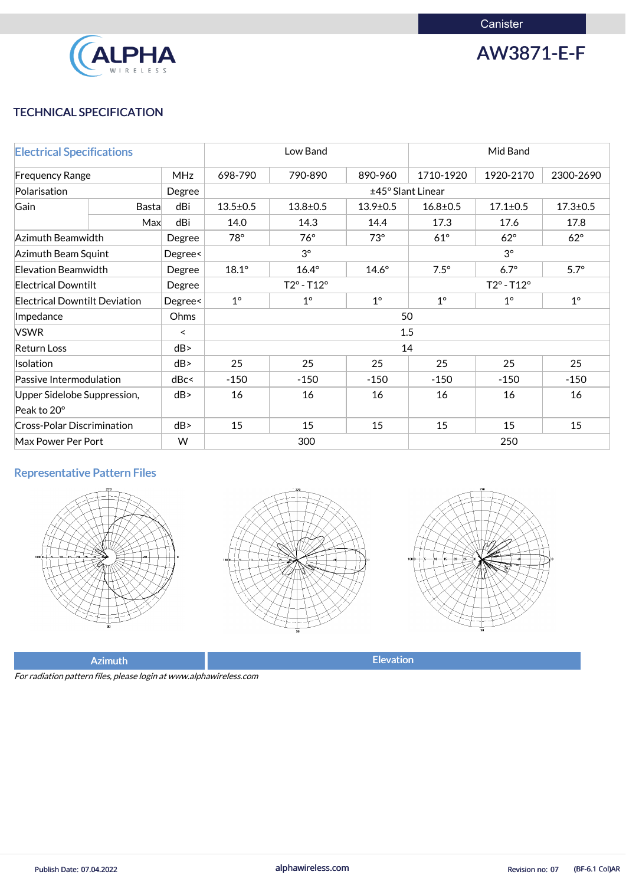Canister

# AW3871-E-F

## TECHNICAL SPECIFICATION

| Electrical Specifications | | | Low Band | | | Mid Band | | |
|---|---|---|---|---|---|---|---|---|
| Frequency Range | | MHz | 698-790 | 790-890 | 890-960 | 1710-1920 | 1920-2170 | 2300-2690 |
| Polarisation | | Degree | ±45° Slant Linear | | | | | |
| Gain | Basta | dBi | 13.5±0.5 | 13.8±0.5 | 13.9±0.5 | 16.8±0.5 | 17.1±0.5 | 17.3±0.5 |
| | Max | dBi | 14.0 | 14.3 | 14.4 | 17.3 | 17.6 | 17.8 |
| Azimuth Beamwidth | | Degree | 78° | 76° | 73° | 61° | 62° | 62° |
| Azimuth Beam Squint | | Degree< | 3° | | | 3° | | |
| Elevation Beamwidth | | Degree | 18.1° | 16.4° | 14.6° | 7.5° | 6.7° | 5.7° |
| Electrical Downtilt | | Degree | T2° - T12° | | | T2° - T12° | | |
| Electrical Downtilt Deviation | | Degree< | 1° | 1° | 1° | 1° | 1° | 1° |
| Impedance | | Ohms | 50 | | | | | |
| VSWR | | < | 1.5 | | | | | |
| Return Loss | | dB> | 14 | | | | | |
| Isolation | | dB> | 25 | 25 | 25 | 25 | 25 | 25 |
| Passive Intermodulation | | dBc< | -150 | -150 | -150 | -150 | -150 | -150 |
| Upper Sidelobe Suppression, Peak to 20° | | dB> | 16 | 16 | 16 | 16 | 16 | 16 |
| Cross-Polar Discrimination | | dB> | 15 | 15 | 15 | 15 | 15 | 15 |
| Max Power Per Port | | W | 300 | | | 250 | | |

## Representative Pattern Files

| Azimuth | Elevation |
|---|---|

*For radiation pattern files, please login at www.alphawireless.com*

Publish Date: 07.04.2022 alphawireless.com Revision no: 07 (BF-6.1 Col)AR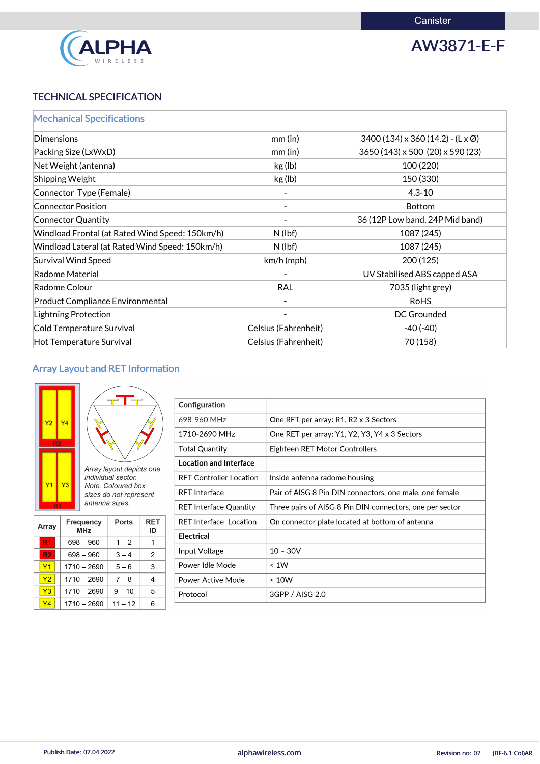Canister

# AW3871-E-F

## TECHNICAL SPECIFICATION

| Mechanical Specifications | | |
|---|---|---|
| Dimensions | mm (in) | 3400 (134) x 360 (14.2) - (L x Ø) |
| Packing Size (LxWxD) | mm (in) | 3650 (143) x 500 (20) x 590 (23) |
| Net Weight (antenna) | kg (lb) | 100 (220) |
| Shipping Weight | kg (lb) | 150 (330) |
| Connector Type (Female) | - | 4.3-10 |
| Connector Position | - | Bottom |
| Connector Quantity | - | 36 (12P Low band, 24P Mid band) |
| Windload Frontal (at Rated Wind Speed: 150km/h) | N (lbf) | 1087 (245) |
| Windload Lateral (at Rated Wind Speed: 150km/h) | N (lbf) | 1087 (245) |
| Survival Wind Speed | km/h (mph) | 200 (125) |
| Radome Material | - | UV Stabilised ABS capped ASA |
| Radome Colour | RAL | 7035 (light grey) |
| Product Compliance Environmental | - | RoHS |
| Lightning Protection | - | DC Grounded |
| Cold Temperature Survival | Celsius (Fahrenheit) | -40 (-40) |
| Hot Temperature Survival | Celsius (Fahrenheit) | 70 (158) |

## Array Layout and RET Information

Y2 Y4 R2

Y1 Y3 R1

*Array layout depicts one individual sector. Note: Coloured box sizes do not represent antenna sizes.*

| Array | Frequency MHz | Ports | RET ID |
|---|---|---|---|
| R1 | 698 – 960 | 1 – 2 | 1 |
| R2 | 698 – 960 | 3 – 4 | 2 |
| Y1 | 1710 – 2690 | 5 – 6 | 3 |
| Y2 | 1710 – 2690 | 7 – 8 | 4 |
| Y3 | 1710 – 2690 | 9 – 10 | 5 |
| Y4 | 1710 – 2690 | 11 – 12 | 6 |

| Configuration | |
|---|---|
| 698-960 MHz | One RET per array: R1, R2 x 3 Sectors |
| 1710-2690 MHz | One RET per array: Y1, Y2, Y3, Y4 x 3 Sectors |
| Total Quantity | Eighteen RET Motor Controllers |
| **Location and Interface** | |
| RET Controller Location | Inside antenna radome housing |
| RET Interface | Pair of AISG 8 Pin DIN connectors, one male, one female |
| RET Interface Quantity | Three pairs of AISG 8 Pin DIN connectors, one per sector |
| RET Interface Location | On connector plate located at bottom of antenna |
| **Electrical** | |
| Input Voltage | 10 – 30V |
| Power Idle Mode | < 1W |
| Power Active Mode | < 10W |
| Protocol | 3GPP / AISG 2.0 |

Publish Date: 07.04.2022 alphawireless.com Revision no: 07 (BF-6.1 Col)AR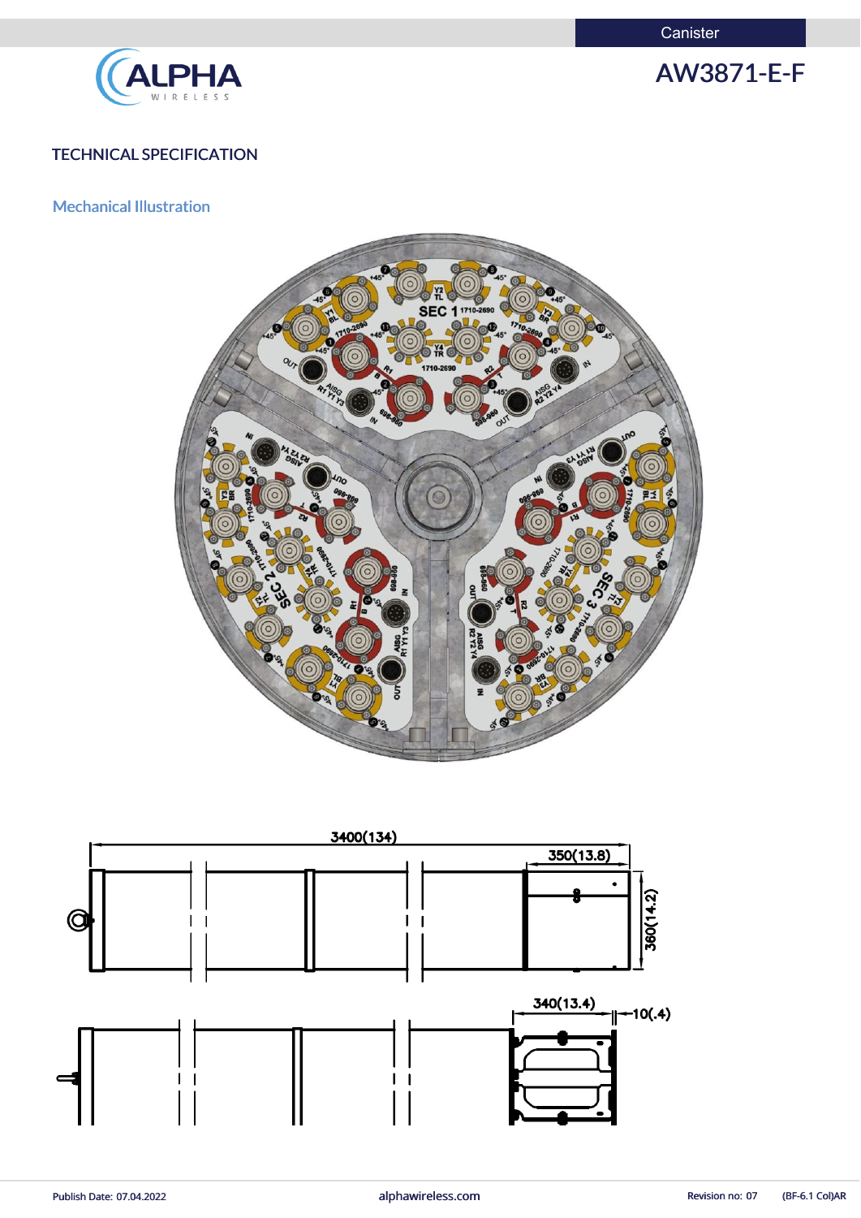Canister

# AW3871-E-F

## TECHNICAL SPECIFICATION

### Mechanical Illustration

3400(134)

350(13.8)

360(14.2)

340(13.4)

10(.4)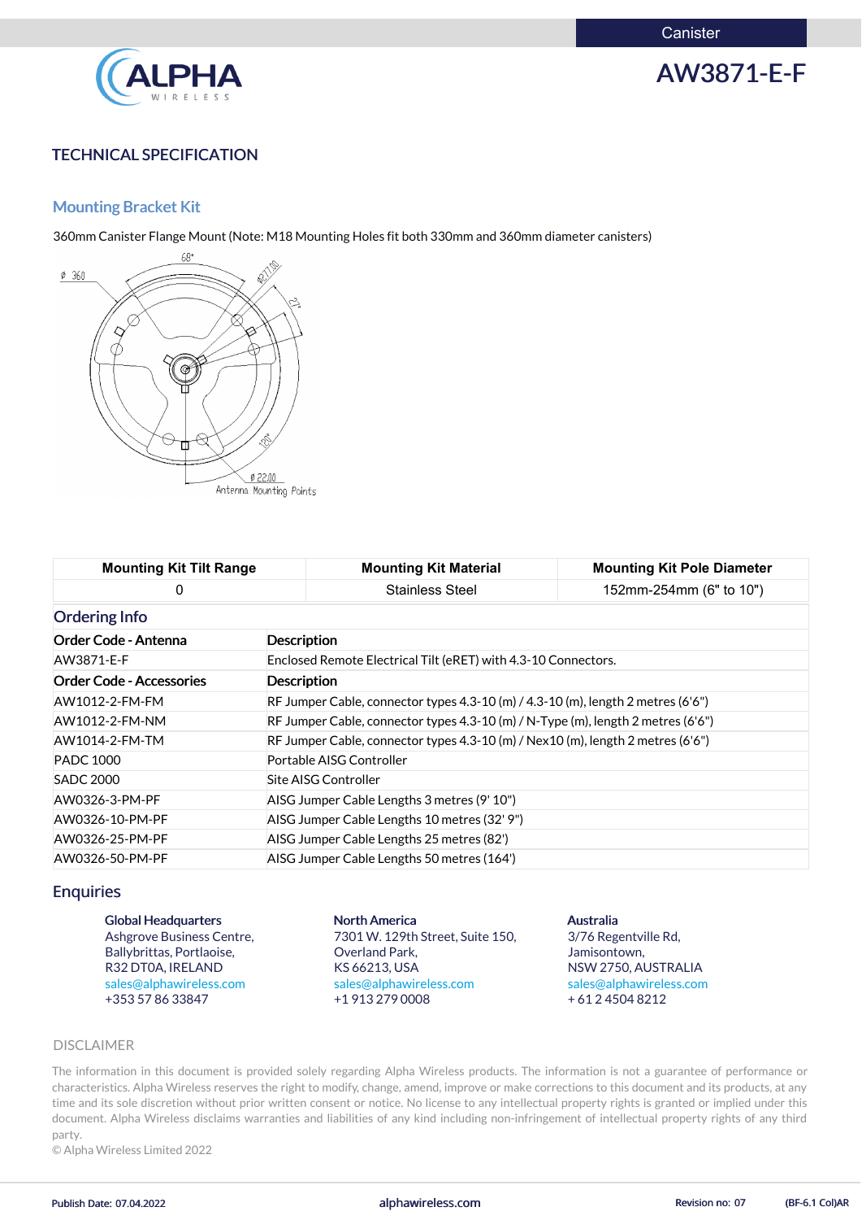Canister

# AW3871-E-F

## TECHNICAL SPECIFICATION

### Mounting Bracket Kit

360mm Canister Flange Mount (Note: M18 Mounting Holes fit both 330mm and 360mm diameter canisters)

68°
Ø 360
Ø277.00
27°
120°
Ø 22.00
Antenna Mounting Points

| Mounting Kit Tilt Range | Mounting Kit Material | Mounting Kit Pole Diameter |
|---|---|---|
| 0 | Stainless Steel | 152mm-254mm (6" to 10") |

### Ordering Info

| Order Code - Antenna | Description |
|---|---|
| AW3871-E-F | Enclosed Remote Electrical Tilt (eRET) with 4.3-10 Connectors. |
| **Order Code - Accessories** | **Description** |
| AW1012-2-FM-FM | RF Jumper Cable, connector types 4.3-10 (m) / 4.3-10 (m), length 2 metres (6'6") |
| AW1012-2-FM-NM | RF Jumper Cable, connector types 4.3-10 (m) / N-Type (m), length 2 metres (6'6") |
| AW1014-2-FM-TM | RF Jumper Cable, connector types 4.3-10 (m) / Nex10 (m), length 2 metres (6'6") |
| PADC 1000 | Portable AISG Controller |
| SADC 2000 | Site AISG Controller |
| AW0326-3-PM-PF | AISG Jumper Cable Lengths 3 metres (9' 10") |
| AW0326-10-PM-PF | AISG Jumper Cable Lengths 10 metres (32' 9") |
| AW0326-25-PM-PF | AISG Jumper Cable Lengths 25 metres (82') |
| AW0326-50-PM-PF | AISG Jumper Cable Lengths 50 metres (164') |

### Enquiries

**Global Headquarters**
Ashgrove Business Centre,
Ballybrittas, Portlaoise,
R32 DT0A, IRELAND
sales@alphawireless.com
+353 57 86 33847

**North America**
7301 W. 129th Street, Suite 150,
Overland Park,
KS 66213, USA
sales@alphawireless.com
+1 913 279 0008

**Australia**
3/76 Regentville Rd,
Jamisontown,
NSW 2750, AUSTRALIA
sales@alphawireless.com
+ 61 2 4504 8212

DISCLAIMER

The information in this document is provided solely regarding Alpha Wireless products. The information is not a guarantee of performance or characteristics. Alpha Wireless reserves the right to modify, change, amend, improve or make corrections to this document and its products, at any time and its sole discretion without prior written consent or notice. No license to any intellectual property rights is granted or implied under this document. Alpha Wireless disclaims warranties and liabilities of any kind including non-infringement of intellectual property rights of any third party.
© Alpha Wireless Limited 2022

Publish Date: 07.04.2022 alphawireless.com Revision no: 07 (BF-6.1 Col)AR